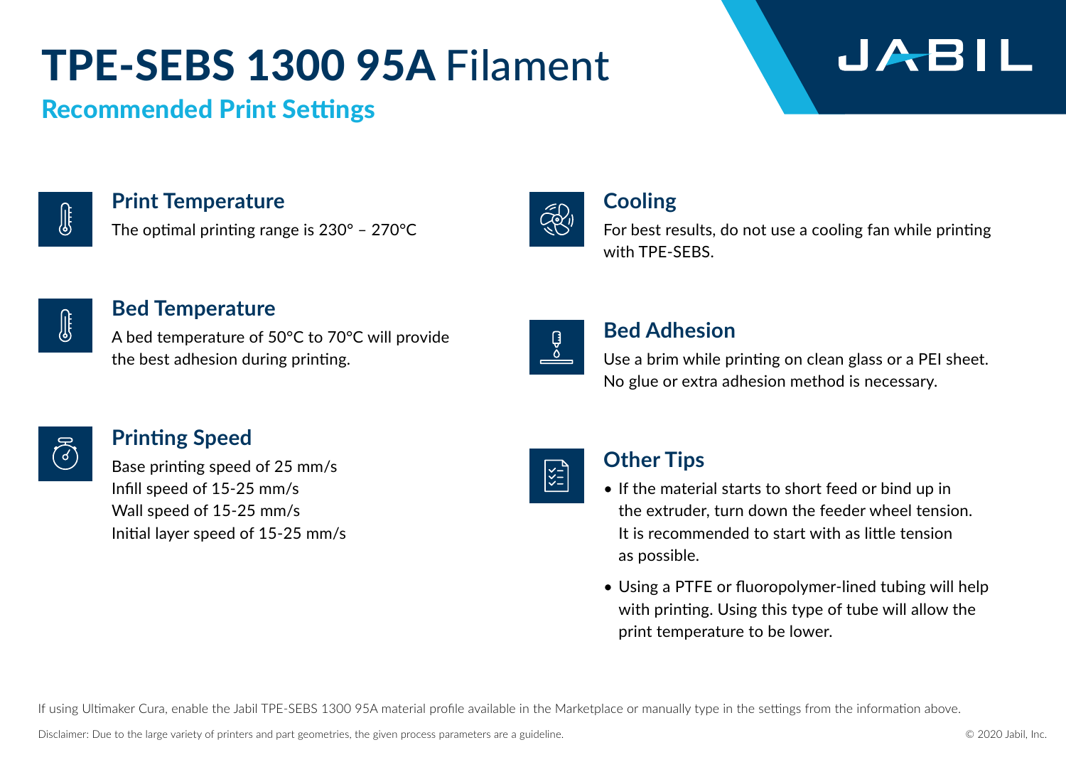# TPE-SEBS 1300 95A Filament

## Recommended Print Settings

### Print Temperature

The optimal printing range is 230° – 270°C

### Bed Temperature

A bed temperature of 50°C to 70°C will provide the best adhesion during printing.

### Printing Speed

Base printing speed of 25 mm/s
Infill speed of 15-25 mm/s
Wall speed of 15-25 mm/s
Initial layer speed of 15-25 mm/s

### Cooling

For best results, do not use a cooling fan while printing with TPE-SEBS.

### Bed Adhesion

Use a brim while printing on clean glass or a PEI sheet. No glue or extra adhesion method is necessary.

### Other Tips

- If the material starts to short feed or bind up in the extruder, turn down the feeder wheel tension. It is recommended to start with as little tension as possible.
- Using a PTFE or fluoropolymer-lined tubing will help with printing. Using this type of tube will allow the print temperature to be lower.

If using Ultimaker Cura, enable the Jabil TPE-SEBS 1300 95A material profile available in the Marketplace or manually type in the settings from the information above.

Disclaimer: Due to the large variety of printers and part geometries, the given process parameters are a guideline.

© 2020 Jabil, Inc.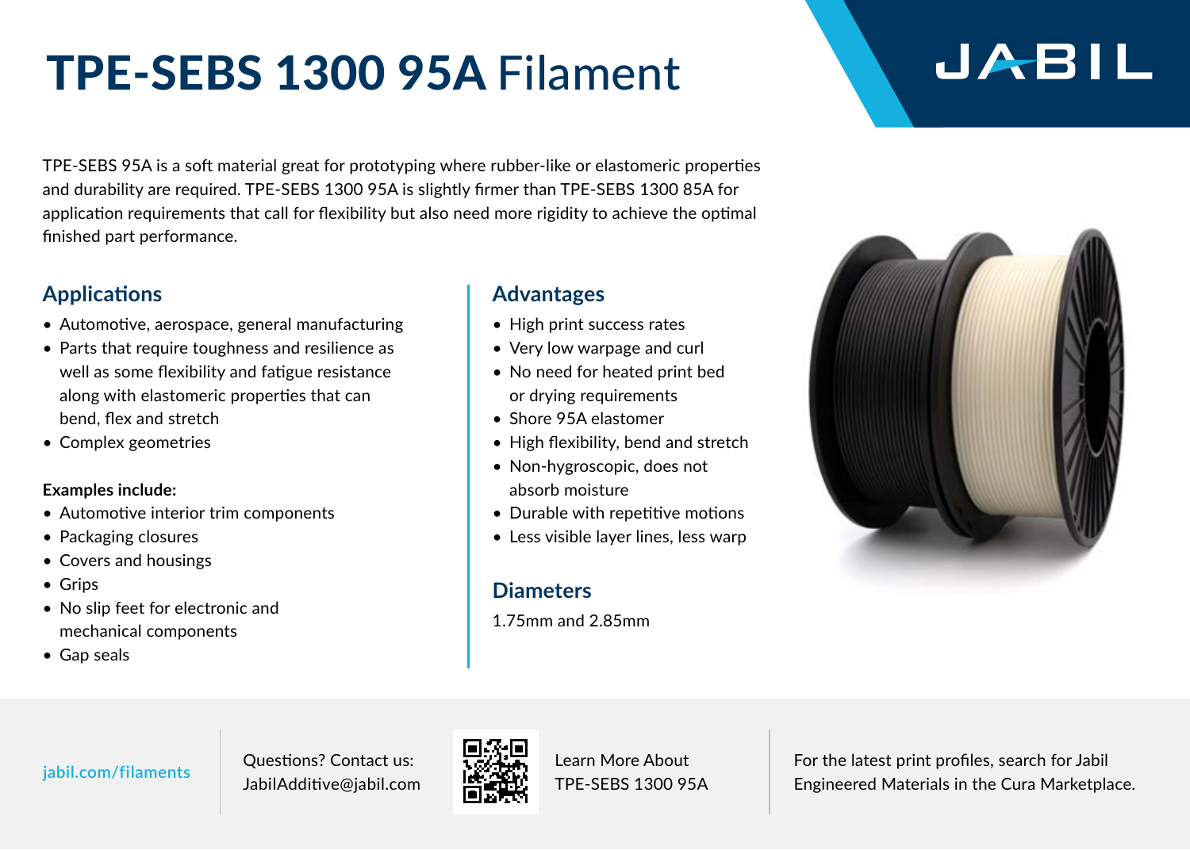# TPE-SEBS 1300 95A Filament

JABIL

TPE-SEBS 95A is a soft material great for prototyping where rubber-like or elastomeric properties and durability are required. TPE-SEBS 1300 95A is slightly firmer than TPE-SEBS 1300 85A for application requirements that call for flexibility but also need more rigidity to achieve the optimal finished part performance.

## Applications

- Automotive, aerospace, general manufacturing
- Parts that require toughness and resilience as well as some flexibility and fatigue resistance along with elastomeric properties that can bend, flex and stretch
- Complex geometries

**Examples include:**

- Automotive interior trim components
- Packaging closures
- Covers and housings
- Grips
- No slip feet for electronic and mechanical components
- Gap seals

## Advantages

- High print success rates
- Very low warpage and curl
- No need for heated print bed or drying requirements
- Shore 95A elastomer
- High flexibility, bend and stretch
- Non-hygroscopic, does not absorb moisture
- Durable with repetitive motions
- Less visible layer lines, less warp

## Diameters

1.75mm and 2.85mm

jabil.com/filaments

Questions? Contact us:
JabilAdditive@jabil.com

Learn More About
TPE-SEBS 1300 95A

For the latest print profiles, search for Jabil Engineered Materials in the Cura Marketplace.